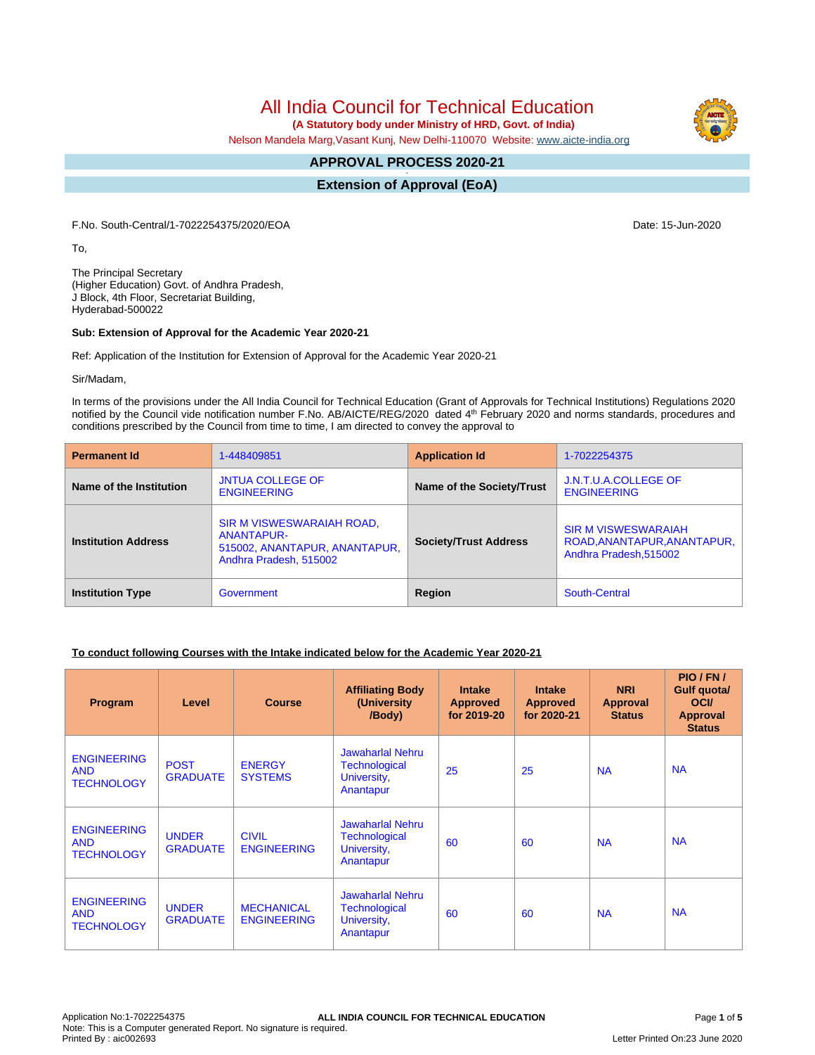# All India Council for Technical Education

**(A Statutory body under Ministry of HRD, Govt. of India)**

Nelson Mandela Marg,Vasant Kunj, New Delhi-110070 Website: www.aicte-india.org

## APPROVAL PROCESS 2020-21

## Extension of Approval (EoA)

F.No. South-Central/1-7022254375/2020/EOA

Date: 15-Jun-2020

To,

The Principal Secretary
(Higher Education) Govt. of Andhra Pradesh,
J Block, 4th Floor, Secretariat Building,
Hyderabad-500022

**Sub: Extension of Approval for the Academic Year 2020-21**

Ref: Application of the Institution for Extension of Approval for the Academic Year 2020-21

Sir/Madam,

In terms of the provisions under the All India Council for Technical Education (Grant of Approvals for Technical Institutions) Regulations 2020 notified by the Council vide notification number F.No. AB/AICTE/REG/2020 dated 4th February 2020 and norms standards, procedures and conditions prescribed by the Council from time to time, I am directed to convey the approval to

| **Permanent Id** | 1-448409851 | **Application Id** | 1-7022254375 |
|---|---|---|---|
| **Name of the Institution** | JNTUA COLLEGE OF ENGINEERING | **Name of the Society/Trust** | J.N.T.U.A.COLLEGE OF ENGINEERING |
| **Institution Address** | SIR M VISWESWARAIAH ROAD, ANANTAPUR-515002, ANANTAPUR, ANANTAPUR, Andhra Pradesh, 515002 | **Society/Trust Address** | SIR M VISWESWARAIAH ROAD,ANANTAPUR,ANANTAPUR, Andhra Pradesh,515002 |
| **Institution Type** | Government | **Region** | South-Central |

**To conduct following Courses with the Intake indicated below for the Academic Year 2020-21**

| Program | Level | Course | Affiliating Body (University /Body) | Intake Approved for 2019-20 | Intake Approved for 2020-21 | NRI Approval Status | PIO / FN / Gulf quota/ OCI/ Approval Status |
|---|---|---|---|---|---|---|---|
| ENGINEERING AND TECHNOLOGY | POST GRADUATE | ENERGY SYSTEMS | Jawaharlal Nehru Technological University, Anantapur | 25 | 25 | NA | NA |
| ENGINEERING AND TECHNOLOGY | UNDER GRADUATE | CIVIL ENGINEERING | Jawaharlal Nehru Technological University, Anantapur | 60 | 60 | NA | NA |
| ENGINEERING AND TECHNOLOGY | UNDER GRADUATE | MECHANICAL ENGINEERING | Jawaharlal Nehru Technological University, Anantapur | 60 | 60 | NA | NA |

Application No:1-7022254375
Note: This is a Computer generated Report. No signature is required.
Printed By : aic002693

Letter Printed On:23 June 2020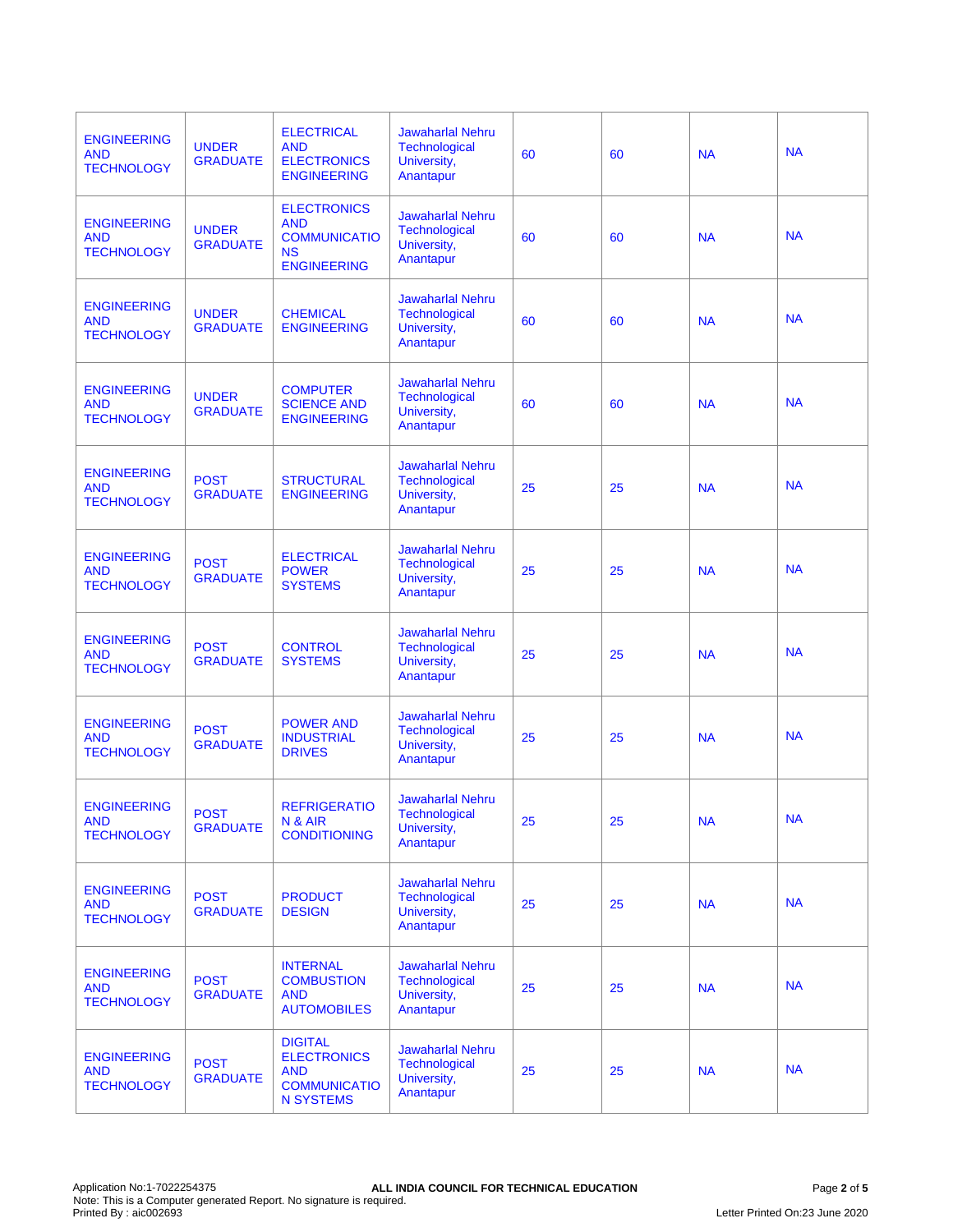| | | | | | | | |
|---|---|---|---|---|---|---|---|
| ENGINEERING AND TECHNOLOGY | UNDER GRADUATE | ELECTRICAL AND ELECTRONICS ENGINEERING | Jawaharlal Nehru Technological University, Anantapur | 60 | 60 | NA | NA |
| ENGINEERING AND TECHNOLOGY | UNDER GRADUATE | ELECTRONICS AND COMMUNICATIONS ENGINEERING | Jawaharlal Nehru Technological University, Anantapur | 60 | 60 | NA | NA |
| ENGINEERING AND TECHNOLOGY | UNDER GRADUATE | CHEMICAL ENGINEERING | Jawaharlal Nehru Technological University, Anantapur | 60 | 60 | NA | NA |
| ENGINEERING AND TECHNOLOGY | UNDER GRADUATE | COMPUTER SCIENCE AND ENGINEERING | Jawaharlal Nehru Technological University, Anantapur | 60 | 60 | NA | NA |
| ENGINEERING AND TECHNOLOGY | POST GRADUATE | STRUCTURAL ENGINEERING | Jawaharlal Nehru Technological University, Anantapur | 25 | 25 | NA | NA |
| ENGINEERING AND TECHNOLOGY | POST GRADUATE | ELECTRICAL POWER SYSTEMS | Jawaharlal Nehru Technological University, Anantapur | 25 | 25 | NA | NA |
| ENGINEERING AND TECHNOLOGY | POST GRADUATE | CONTROL SYSTEMS | Jawaharlal Nehru Technological University, Anantapur | 25 | 25 | NA | NA |
| ENGINEERING AND TECHNOLOGY | POST GRADUATE | POWER AND INDUSTRIAL DRIVES | Jawaharlal Nehru Technological University, Anantapur | 25 | 25 | NA | NA |
| ENGINEERING AND TECHNOLOGY | POST GRADUATE | REFRIGERATION & AIR CONDITIONING | Jawaharlal Nehru Technological University, Anantapur | 25 | 25 | NA | NA |
| ENGINEERING AND TECHNOLOGY | POST GRADUATE | PRODUCT DESIGN | Jawaharlal Nehru Technological University, Anantapur | 25 | 25 | NA | NA |
| ENGINEERING AND TECHNOLOGY | POST GRADUATE | INTERNAL COMBUSTION AND AUTOMOBILES | Jawaharlal Nehru Technological University, Anantapur | 25 | 25 | NA | NA |
| ENGINEERING AND TECHNOLOGY | POST GRADUATE | DIGITAL ELECTRONICS AND COMMUNICATION SYSTEMS | Jawaharlal Nehru Technological University, Anantapur | 25 | 25 | NA | NA |

Application No:1-7022254375
Note: This is a Computer generated Report. No signature is required.
Printed By : aic002693

**ALL INDIA COUNCIL FOR TECHNICAL EDUCATION**

Letter Printed On:23 June 2020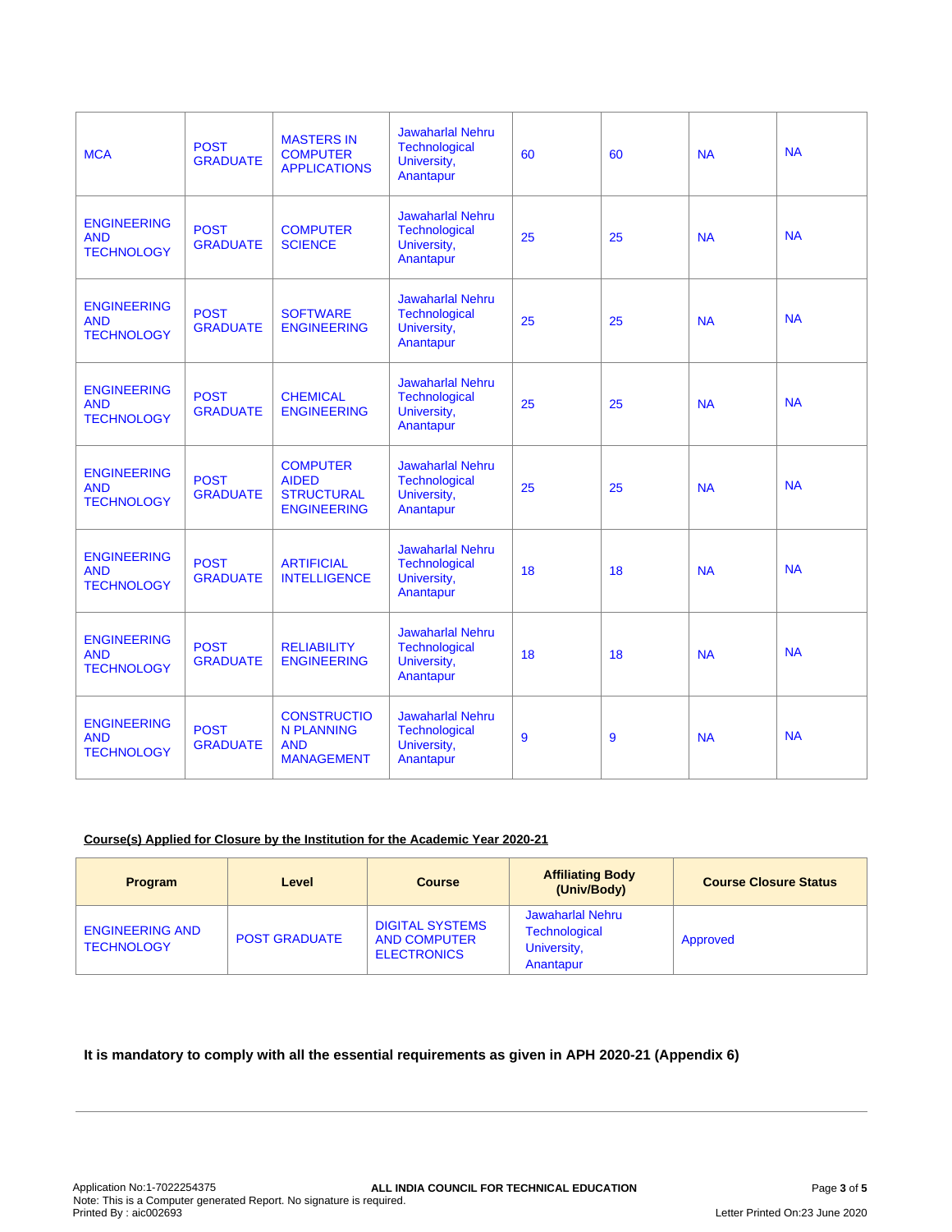| MCA | POST GRADUATE | MASTERS IN COMPUTER APPLICATIONS | Jawaharlal Nehru Technological University, Anantapur | 60 | 60 | NA | NA |
|---|---|---|---|---|---|---|---|
| ENGINEERING AND TECHNOLOGY | POST GRADUATE | COMPUTER SCIENCE | Jawaharlal Nehru Technological University, Anantapur | 25 | 25 | NA | NA |
| ENGINEERING AND TECHNOLOGY | POST GRADUATE | SOFTWARE ENGINEERING | Jawaharlal Nehru Technological University, Anantapur | 25 | 25 | NA | NA |
| ENGINEERING AND TECHNOLOGY | POST GRADUATE | CHEMICAL ENGINEERING | Jawaharlal Nehru Technological University, Anantapur | 25 | 25 | NA | NA |
| ENGINEERING AND TECHNOLOGY | POST GRADUATE | COMPUTER AIDED STRUCTURAL ENGINEERING | Jawaharlal Nehru Technological University, Anantapur | 25 | 25 | NA | NA |
| ENGINEERING AND TECHNOLOGY | POST GRADUATE | ARTIFICIAL INTELLIGENCE | Jawaharlal Nehru Technological University, Anantapur | 18 | 18 | NA | NA |
| ENGINEERING AND TECHNOLOGY | POST GRADUATE | RELIABILITY ENGINEERING | Jawaharlal Nehru Technological University, Anantapur | 18 | 18 | NA | NA |
| ENGINEERING AND TECHNOLOGY | POST GRADUATE | CONSTRUCTION PLANNING AND MANAGEMENT | Jawaharlal Nehru Technological University, Anantapur | 9 | 9 | NA | NA |

**Course(s) Applied for Closure by the Institution for the Academic Year 2020-21**

| Program | Level | Course | Affiliating Body (Univ/Body) | Course Closure Status |
|---|---|---|---|---|
| ENGINEERING AND TECHNOLOGY | POST GRADUATE | DIGITAL SYSTEMS AND COMPUTER ELECTRONICS | Jawaharlal Nehru Technological University, Anantapur | Approved |

**It is mandatory to comply with all the essential requirements as given in APH 2020-21 (Appendix 6)**

Application No:1-7022254375
Note: This is a Computer generated Report. No signature is required.
Printed By : aic002693

**ALL INDIA COUNCIL FOR TECHNICAL EDUCATION**

Letter Printed On:23 June 2020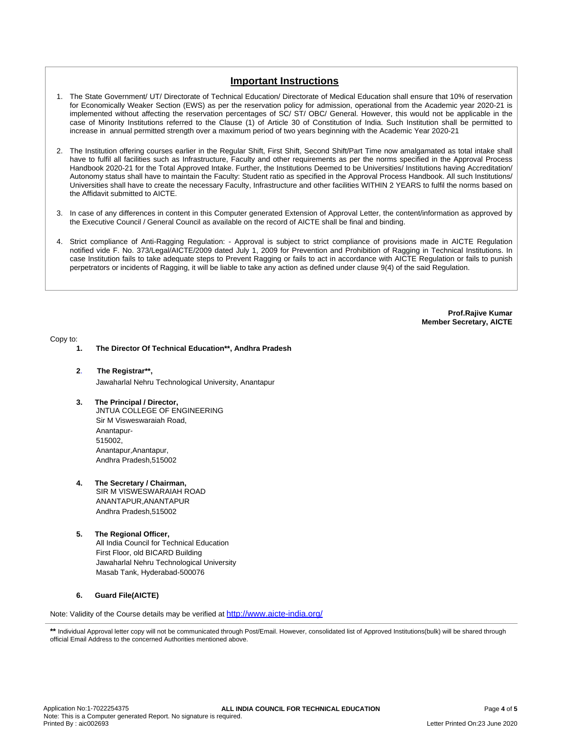## Important Instructions

1. The State Government/ UT/ Directorate of Technical Education/ Directorate of Medical Education shall ensure that 10% of reservation for Economically Weaker Section (EWS) as per the reservation policy for admission, operational from the Academic year 2020-21 is implemented without affecting the reservation percentages of SC/ ST/ OBC/ General. However, this would not be applicable in the case of Minority Institutions referred to the Clause (1) of Article 30 of Constitution of India. Such Institution shall be permitted to increase in annual permitted strength over a maximum period of two years beginning with the Academic Year 2020-21

2. The Institution offering courses earlier in the Regular Shift, First Shift, Second Shift/Part Time now amalgamated as total intake shall have to fulfil all facilities such as Infrastructure, Faculty and other requirements as per the norms specified in the Approval Process Handbook 2020-21 for the Total Approved Intake. Further, the Institutions Deemed to be Universities/ Institutions having Accreditation/ Autonomy status shall have to maintain the Faculty: Student ratio as specified in the Approval Process Handbook. All such Institutions/ Universities shall have to create the necessary Faculty, Infrastructure and other facilities WITHIN 2 YEARS to fulfil the norms based on the Affidavit submitted to AICTE.

3. In case of any differences in content in this Computer generated Extension of Approval Letter, the content/information as approved by the Executive Council / General Council as available on the record of AICTE shall be final and binding.

4. Strict compliance of Anti-Ragging Regulation: - Approval is subject to strict compliance of provisions made in AICTE Regulation notified vide F. No. 373/Legal/AICTE/2009 dated July 1, 2009 for Prevention and Prohibition of Ragging in Technical Institutions. In case Institution fails to take adequate steps to Prevent Ragging or fails to act in accordance with AICTE Regulation or fails to punish perpetrators or incidents of Ragging, it will be liable to take any action as defined under clause 9(4) of the said Regulation.

**Prof.Rajive Kumar**
**Member Secretary, AICTE**

Copy to:

1. **The Director Of Technical Education\*\*, Andhra Pradesh**

2. **The Registrar\*\*,**
   Jawaharlal Nehru Technological University, Anantapur

3. **The Principal / Director,**
   JNTUA COLLEGE OF ENGINEERING
   Sir M Visweswaraiah Road,
   Anantapur-
   515002,
   Anantapur,Anantapur,
   Andhra Pradesh,515002

4. **The Secretary / Chairman,**
   SIR M VISWESWARAIAH ROAD
   ANANTAPUR,ANANTAPUR
   Andhra Pradesh,515002

5. **The Regional Officer,**
   All India Council for Technical Education
   First Floor, old BICARD Building
   Jawaharlal Nehru Technological University
   Masab Tank, Hyderabad-500076

6. **Guard File(AICTE)**

Note: Validity of the Course details may be verified at http://www.aicte-india.org/

**\*\*** Individual Approval letter copy will not be communicated through Post/Email. However, consolidated list of Approved Institutions(bulk) will be shared through official Email Address to the concerned Authorities mentioned above.

Application No:1-7022254375
Note: This is a Computer generated Report. No signature is required.
Printed By : aic002693
Letter Printed On:23 June 2020